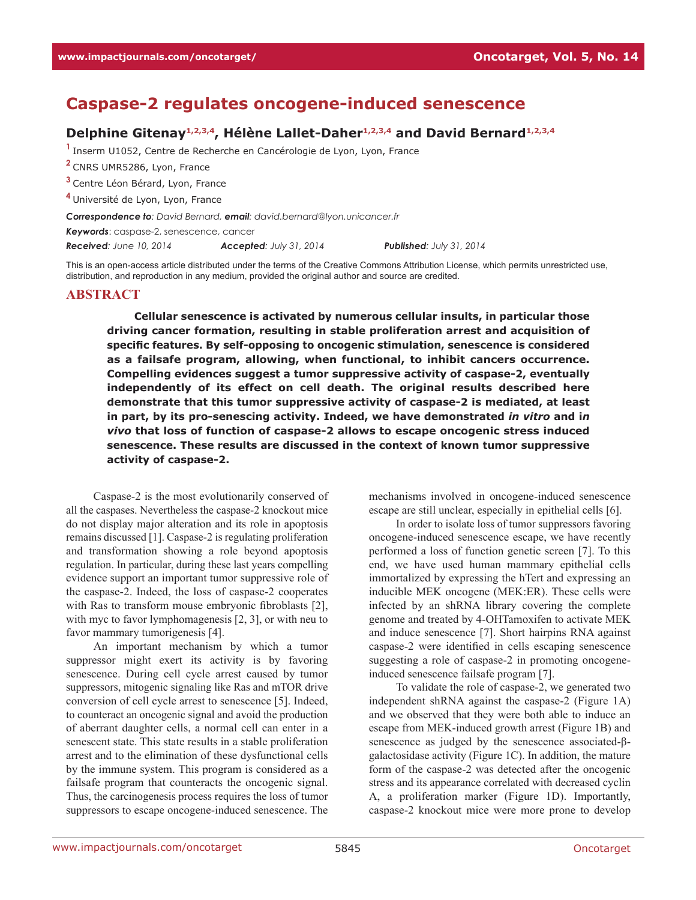# Caspase-2 regulates oncogene-induced senescence

**Delphine Gitenay[1,2,3,4], Hélène Lallet-Daher[1,2,3,4] and David Bernard[1,2,3,4]**

[1] Inserm U1052, Centre de Recherche en Cancérologie de Lyon, Lyon, France

[2] CNRS UMR5286, Lyon, France

[3] Centre Léon Bérard, Lyon, France

[4] Université de Lyon, Lyon, France

***Correspondence to***: *David Bernard*, ***email***: *david.bernard@lyon.unicancer.fr*

***Keywords***: caspase-2, senescence, cancer

***Received***: *June 10, 2014* ***Accepted***: *July 31, 2014* ***Published***: *July 31, 2014*

This is an open-access article distributed under the terms of the Creative Commons Attribution License, which permits unrestricted use, distribution, and reproduction in any medium, provided the original author and source are credited.

## ABSTRACT

**Cellular senescence is activated by numerous cellular insults, in particular those driving cancer formation, resulting in stable proliferation arrest and acquisition of specific features. By self-opposing to oncogenic stimulation, senescence is considered as a failsafe program, allowing, when functional, to inhibit cancers occurrence. Compelling evidences suggest a tumor suppressive activity of caspase-2, eventually independently of its effect on cell death. The original results described here demonstrate that this tumor suppressive activity of caspase-2 is mediated, at least in part, by its pro-senescing activity. Indeed, we have demonstrated *in vitro* and i*n vivo* that loss of function of caspase-2 allows to escape oncogenic stress induced senescence. These results are discussed in the context of known tumor suppressive activity of caspase-2.**

Caspase-2 is the most evolutionarily conserved of all the caspases. Nevertheless the caspase-2 knockout mice do not display major alteration and its role in apoptosis remains discussed [1]. Caspase-2 is regulating proliferation and transformation showing a role beyond apoptosis regulation. In particular, during these last years compelling evidence support an important tumor suppressive role of the caspase-2. Indeed, the loss of caspase-2 cooperates with Ras to transform mouse embryonic fibroblasts [2], with myc to favor lymphomagenesis [2, 3], or with neu to favor mammary tumorigenesis [4].

An important mechanism by which a tumor suppressor might exert its activity is by favoring senescence. During cell cycle arrest caused by tumor suppressors, mitogenic signaling like Ras and mTOR drive conversion of cell cycle arrest to senescence [5]. Indeed, to counteract an oncogenic signal and avoid the production of aberrant daughter cells, a normal cell can enter in a senescent state. This state results in a stable proliferation arrest and to the elimination of these dysfunctional cells by the immune system. This program is considered as a failsafe program that counteracts the oncogenic signal. Thus, the carcinogenesis process requires the loss of tumor suppressors to escape oncogene-induced senescence. The mechanisms involved in oncogene-induced senescence escape are still unclear, especially in epithelial cells [6].

In order to isolate loss of tumor suppressors favoring oncogene-induced senescence escape, we have recently performed a loss of function genetic screen [7]. To this end, we have used human mammary epithelial cells immortalized by expressing the hTert and expressing an inducible MEK oncogene (MEK:ER). These cells were infected by an shRNA library covering the complete genome and treated by 4-OHTamoxifen to activate MEK and induce senescence [7]. Short hairpins RNA against caspase-2 were identified in cells escaping senescence suggesting a role of caspase-2 in promoting oncogene-induced senescence failsafe program [7].

To validate the role of caspase-2, we generated two independent shRNA against the caspase-2 (Figure 1A) and we observed that they were both able to induce an escape from MEK-induced growth arrest (Figure 1B) and senescence as judged by the senescence associated-β-galactosidase activity (Figure 1C). In addition, the mature form of the caspase-2 was detected after the oncogenic stress and its appearance correlated with decreased cyclin A, a proliferation marker (Figure 1D). Importantly, caspase-2 knockout mice were more prone to develop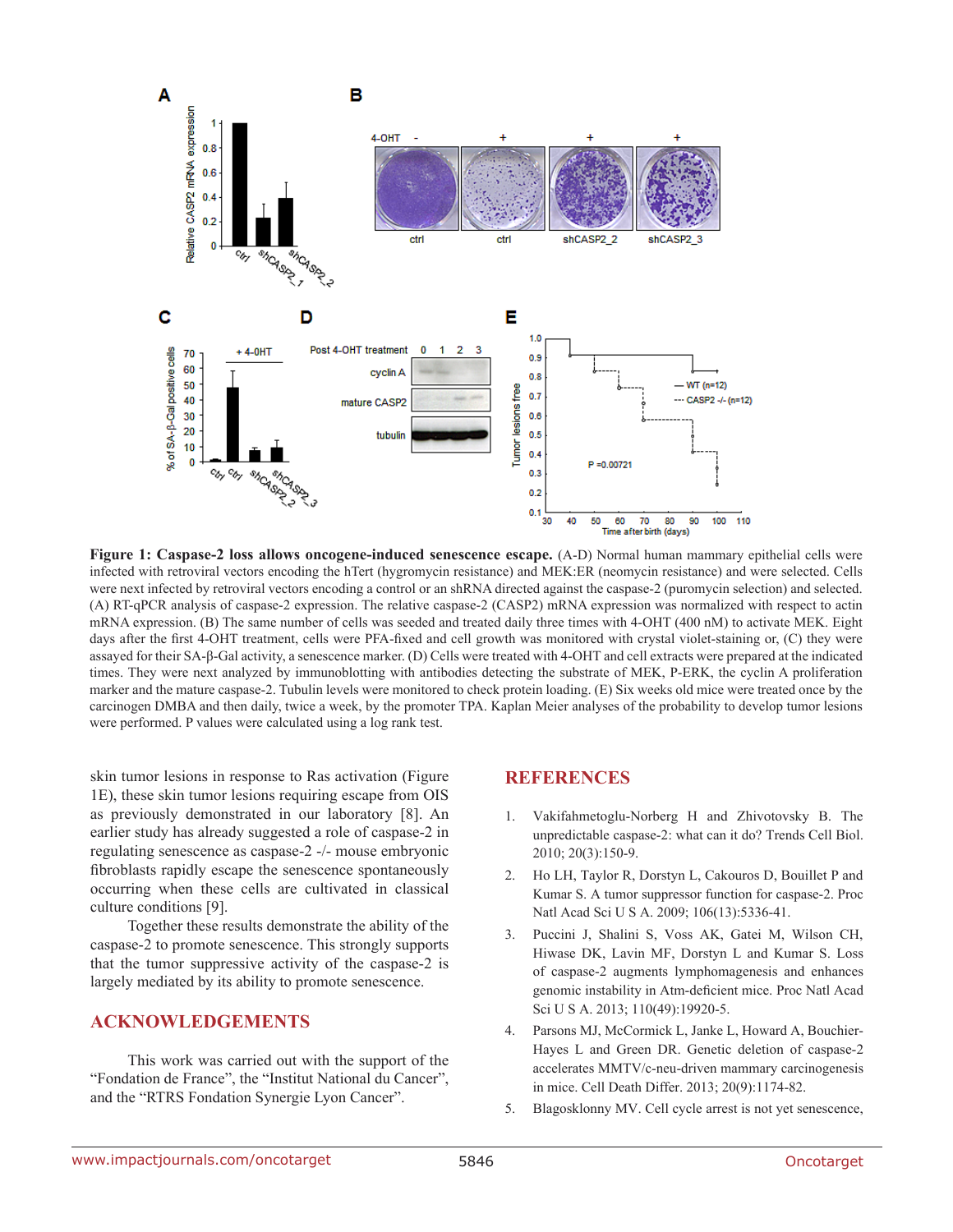**Figure 1: Caspase-2 loss allows oncogene-induced senescence escape.** (A-D) Normal human mammary epithelial cells were infected with retroviral vectors encoding the hTert (hygromycin resistance) and MEK:ER (neomycin resistance) and were selected. Cells were next infected by retroviral vectors encoding a control or an shRNA directed against the caspase-2 (puromycin selection) and selected. (A) RT-qPCR analysis of caspase-2 expression. The relative caspase-2 (CASP2) mRNA expression was normalized with respect to actin mRNA expression. (B) The same number of cells was seeded and treated daily three times with 4-OHT (400 nM) to activate MEK. Eight days after the first 4-OHT treatment, cells were PFA-fixed and cell growth was monitored with crystal violet-staining or, (C) they were assayed for their SA-β-Gal activity, a senescence marker. (D) Cells were treated with 4-OHT and cell extracts were prepared at the indicated times. They were next analyzed by immunoblotting with antibodies detecting the substrate of MEK, P-ERK, the cyclin A proliferation marker and the mature caspase-2. Tubulin levels were monitored to check protein loading. (E) Six weeks old mice were treated once by the carcinogen DMBA and then daily, twice a week, by the promoter TPA. Kaplan Meier analyses of the probability to develop tumor lesions were performed. P values were calculated using a log rank test.

skin tumor lesions in response to Ras activation (Figure 1E), these skin tumor lesions requiring escape from OIS as previously demonstrated in our laboratory [8]. An earlier study has already suggested a role of caspase-2 in regulating senescence as caspase-2 -/- mouse embryonic fibroblasts rapidly escape the senescence spontaneously occurring when these cells are cultivated in classical culture conditions [9].

Together these results demonstrate the ability of the caspase-2 to promote senescence. This strongly supports that the tumor suppressive activity of the caspase-2 is largely mediated by its ability to promote senescence.

## ACKNOWLEDGEMENTS

This work was carried out with the support of the "Fondation de France", the "Institut National du Cancer", and the "RTRS Fondation Synergie Lyon Cancer".

## REFERENCES

1. Vakifahmetoglu-Norberg H and Zhivotovsky B. The unpredictable caspase-2: what can it do? Trends Cell Biol. 2010; 20(3):150-9.
2. Ho LH, Taylor R, Dorstyn L, Cakouros D, Bouillet P and Kumar S. A tumor suppressor function for caspase-2. Proc Natl Acad Sci U S A. 2009; 106(13):5336-41.
3. Puccini J, Shalini S, Voss AK, Gatei M, Wilson CH, Hiwase DK, Lavin MF, Dorstyn L and Kumar S. Loss of caspase-2 augments lymphomagenesis and enhances genomic instability in Atm-deficient mice. Proc Natl Acad Sci U S A. 2013; 110(49):19920-5.
4. Parsons MJ, McCormick L, Janke L, Howard A, Bouchier-Hayes L and Green DR. Genetic deletion of caspase-2 accelerates MMTV/c-neu-driven mammary carcinogenesis in mice. Cell Death Differ. 2013; 20(9):1174-82.
5. Blagosklonny MV. Cell cycle arrest is not yet senescence,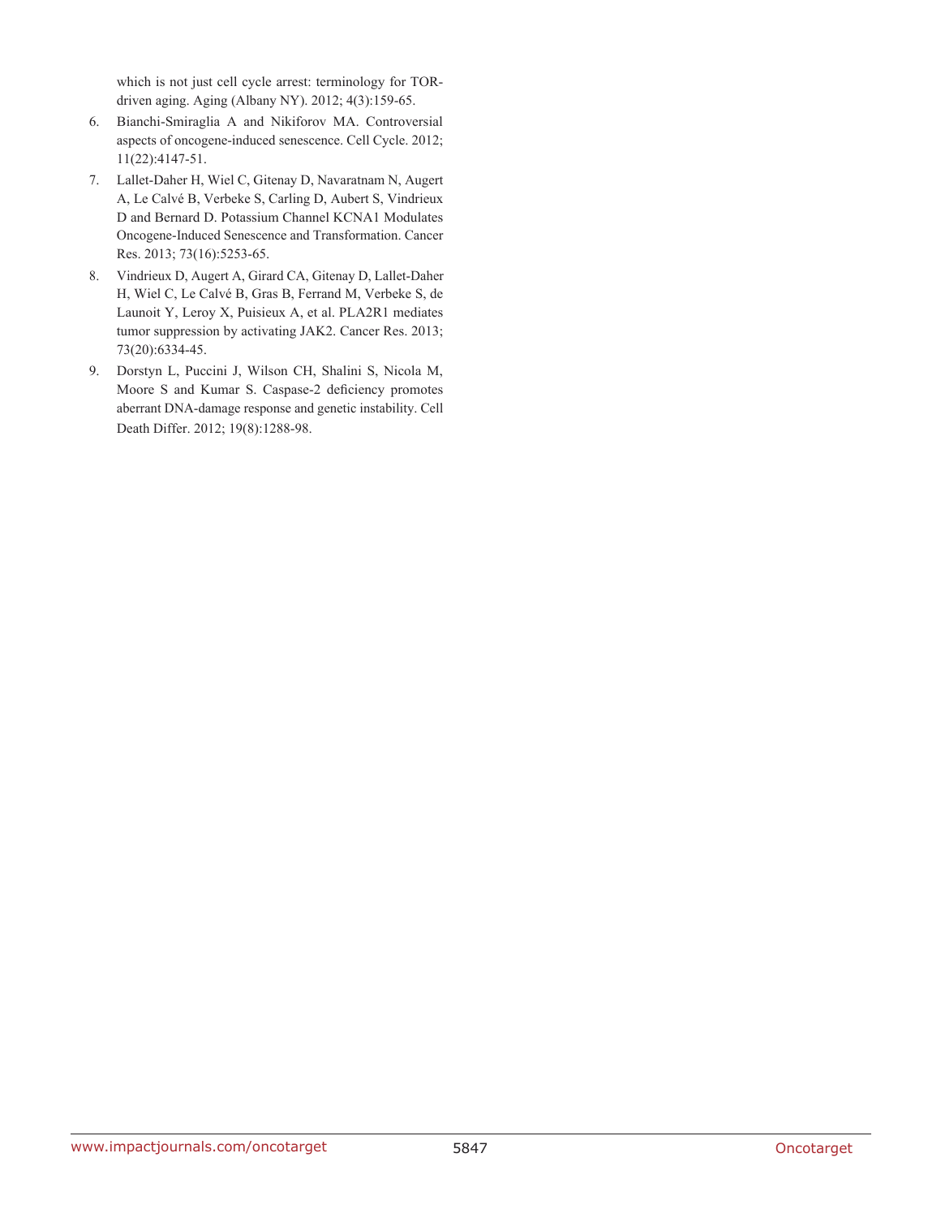which is not just cell cycle arrest: terminology for TOR-driven aging. Aging (Albany NY). 2012; 4(3):159-65.

6. Bianchi-Smiraglia A and Nikiforov MA. Controversial aspects of oncogene-induced senescence. Cell Cycle. 2012; 11(22):4147-51.

7. Lallet-Daher H, Wiel C, Gitenay D, Navaratnam N, Augert A, Le Calvé B, Verbeke S, Carling D, Aubert S, Vindrieux D and Bernard D. Potassium Channel KCNA1 Modulates Oncogene-Induced Senescence and Transformation. Cancer Res. 2013; 73(16):5253-65.

8. Vindrieux D, Augert A, Girard CA, Gitenay D, Lallet-Daher H, Wiel C, Le Calvé B, Gras B, Ferrand M, Verbeke S, de Launoit Y, Leroy X, Puisieux A, et al. PLA2R1 mediates tumor suppression by activating JAK2. Cancer Res. 2013; 73(20):6334-45.

9. Dorstyn L, Puccini J, Wilson CH, Shalini S, Nicola M, Moore S and Kumar S. Caspase-2 deficiency promotes aberrant DNA-damage response and genetic instability. Cell Death Differ. 2012; 19(8):1288-98.